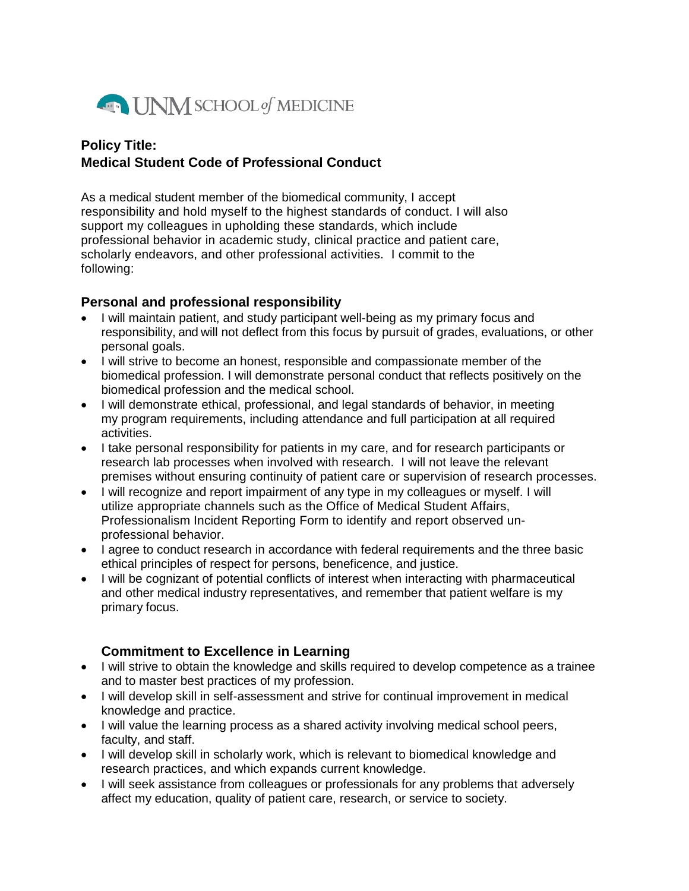UNM SCHOOL of MEDICINE

**Policy Title:**
**Medical Student Code of Professional Conduct**

As a medical student member of the biomedical community, I accept responsibility and hold myself to the highest standards of conduct. I will also support my colleagues in upholding these standards, which include professional behavior in academic study, clinical practice and patient care, scholarly endeavors, and other professional activities. I commit to the following:

## Personal and professional responsibility

- I will maintain patient, and study participant well-being as my primary focus and responsibility, and will not deflect from this focus by pursuit of grades, evaluations, or other personal goals.
- I will strive to become an honest, responsible and compassionate member of the biomedical profession. I will demonstrate personal conduct that reflects positively on the biomedical profession and the medical school.
- I will demonstrate ethical, professional, and legal standards of behavior, in meeting my program requirements, including attendance and full participation at all required activities.
- I take personal responsibility for patients in my care, and for research participants or research lab processes when involved with research. I will not leave the relevant premises without ensuring continuity of patient care or supervision of research processes.
- I will recognize and report impairment of any type in my colleagues or myself. I will utilize appropriate channels such as the Office of Medical Student Affairs, Professionalism Incident Reporting Form to identify and report observed un-professional behavior.
- I agree to conduct research in accordance with federal requirements and the three basic ethical principles of respect for persons, beneficence, and justice.
- I will be cognizant of potential conflicts of interest when interacting with pharmaceutical and other medical industry representatives, and remember that patient welfare is my primary focus.

## Commitment to Excellence in Learning

- I will strive to obtain the knowledge and skills required to develop competence as a trainee and to master best practices of my profession.
- I will develop skill in self-assessment and strive for continual improvement in medical knowledge and practice.
- I will value the learning process as a shared activity involving medical school peers, faculty, and staff.
- I will develop skill in scholarly work, which is relevant to biomedical knowledge and research practices, and which expands current knowledge.
- I will seek assistance from colleagues or professionals for any problems that adversely affect my education, quality of patient care, research, or service to society.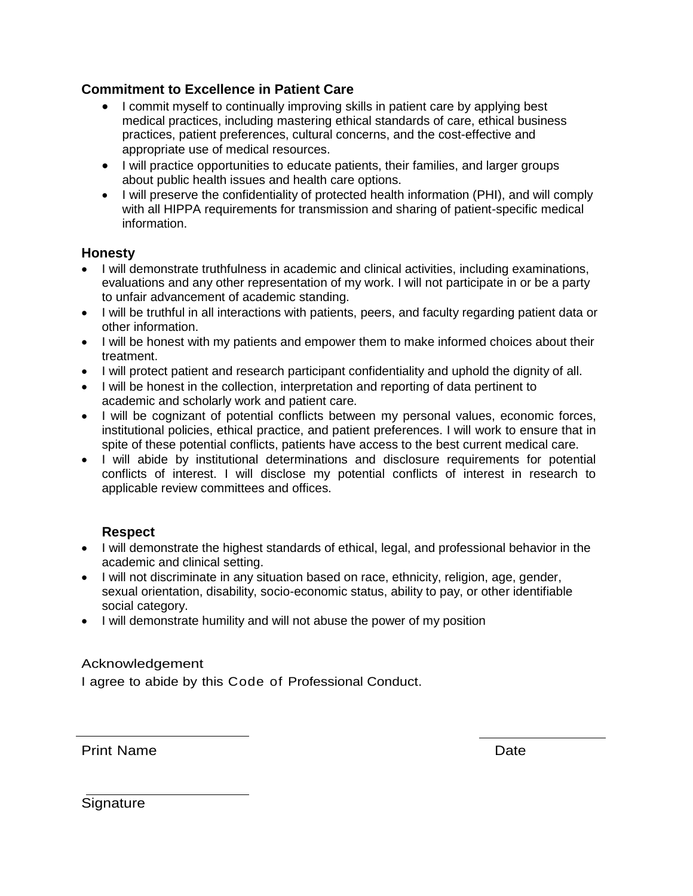### Commitment to Excellence in Patient Care

- I commit myself to continually improving skills in patient care by applying best medical practices, including mastering ethical standards of care, ethical business practices, patient preferences, cultural concerns, and the cost-effective and appropriate use of medical resources.
- I will practice opportunities to educate patients, their families, and larger groups about public health issues and health care options.
- I will preserve the confidentiality of protected health information (PHI), and will comply with all HIPPA requirements for transmission and sharing of patient-specific medical information.

### Honesty

- I will demonstrate truthfulness in academic and clinical activities, including examinations, evaluations and any other representation of my work. I will not participate in or be a party to unfair advancement of academic standing.
- I will be truthful in all interactions with patients, peers, and faculty regarding patient data or other information.
- I will be honest with my patients and empower them to make informed choices about their treatment.
- I will protect patient and research participant confidentiality and uphold the dignity of all.
- I will be honest in the collection, interpretation and reporting of data pertinent to academic and scholarly work and patient care.
- I will be cognizant of potential conflicts between my personal values, economic forces, institutional policies, ethical practice, and patient preferences. I will work to ensure that in spite of these potential conflicts, patients have access to the best current medical care.
- I will abide by institutional determinations and disclosure requirements for potential conflicts of interest. I will disclose my potential conflicts of interest in research to applicable review committees and offices.

### Respect

- I will demonstrate the highest standards of ethical, legal, and professional behavior in the academic and clinical setting.
- I will not discriminate in any situation based on race, ethnicity, religion, age, gender, sexual orientation, disability, socio-economic status, ability to pay, or other identifiable social category.
- I will demonstrate humility and will not abuse the power of my position

Acknowledgement

I agree to abide by this Code of Professional Conduct.

______________________ ______________________

Print Name Date

______________________

Signature